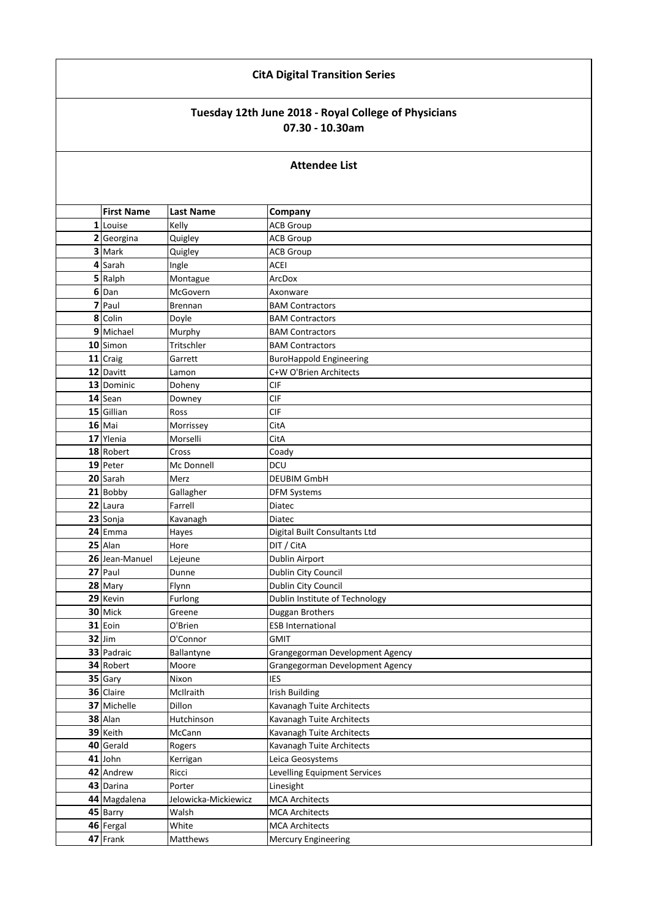# CitA Digital Transition Series

## Tuesday 12th June 2018 - Royal College of Physicians
## 07.30 - 10.30am

### Attendee List

| | First Name | Last Name | Company |
|---|---|---|---|
| 1 | Louise | Kelly | ACB Group |
| 2 | Georgina | Quigley | ACB Group |
| 3 | Mark | Quigley | ACB Group |
| 4 | Sarah | Ingle | ACEI |
| 5 | Ralph | Montague | ArcDox |
| 6 | Dan | McGovern | Axonware |
| 7 | Paul | Brennan | BAM Contractors |
| 8 | Colin | Doyle | BAM Contractors |
| 9 | Michael | Murphy | BAM Contractors |
| 10 | Simon | Tritschler | BAM Contractors |
| 11 | Craig | Garrett | BuroHappold Engineering |
| 12 | Davitt | Lamon | C+W O'Brien Architects |
| 13 | Dominic | Doheny | CIF |
| 14 | Sean | Downey | CIF |
| 15 | Gillian | Ross | CIF |
| 16 | Mai | Morrissey | CitA |
| 17 | Ylenia | Morselli | CitA |
| 18 | Robert | Cross | Coady |
| 19 | Peter | Mc Donnell | DCU |
| 20 | Sarah | Merz | DEUBIM GmbH |
| 21 | Bobby | Gallagher | DFM Systems |
| 22 | Laura | Farrell | Diatec |
| 23 | Sonja | Kavanagh | Diatec |
| 24 | Emma | Hayes | Digital Built Consultants Ltd |
| 25 | Alan | Hore | DIT / CitA |
| 26 | Jean-Manuel | Lejeune | Dublin Airport |
| 27 | Paul | Dunne | Dublin City Council |
| 28 | Mary | Flynn | Dublin City Council |
| 29 | Kevin | Furlong | Dublin Institute of Technology |
| 30 | Mick | Greene | Duggan Brothers |
| 31 | Eoin | O'Brien | ESB International |
| 32 | Jim | O'Connor | GMIT |
| 33 | Padraic | Ballantyne | Grangegorman Development Agency |
| 34 | Robert | Moore | Grangegorman Development Agency |
| 35 | Gary | Nixon | IES |
| 36 | Claire | McIlraith | Irish Building |
| 37 | Michelle | Dillon | Kavanagh Tuite Architects |
| 38 | Alan | Hutchinson | Kavanagh Tuite Architects |
| 39 | Keith | McCann | Kavanagh Tuite Architects |
| 40 | Gerald | Rogers | Kavanagh Tuite Architects |
| 41 | John | Kerrigan | Leica Geosystems |
| 42 | Andrew | Ricci | Levelling Equipment Services |
| 43 | Darina | Porter | Linesight |
| 44 | Magdalena | Jelowicka-Mickiewicz | MCA Architects |
| 45 | Barry | Walsh | MCA Architects |
| 46 | Fergal | White | MCA Architects |
| 47 | Frank | Matthews | Mercury Engineering |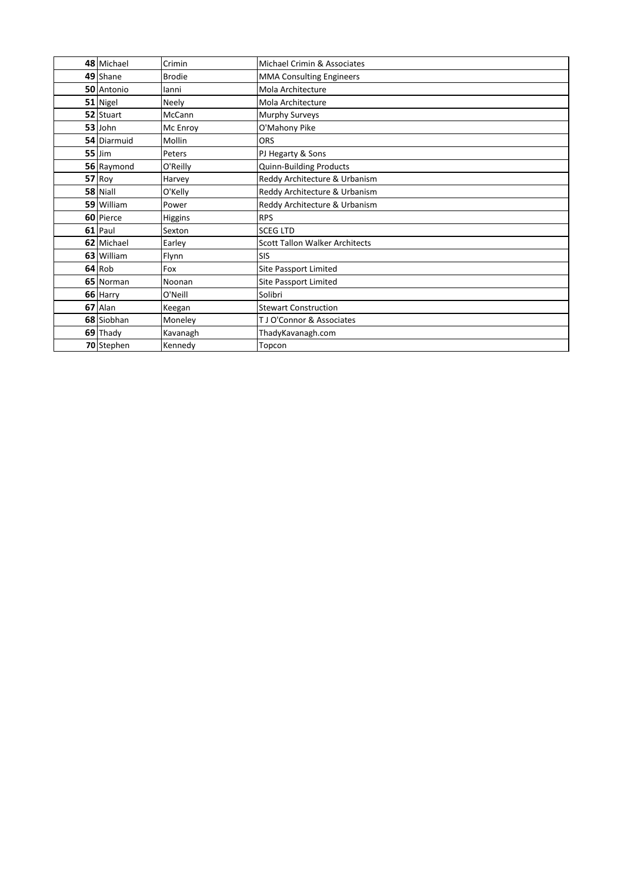| | | | |
|---|---|---|---|
| **48** | Michael | Crimin | Michael Crimin & Associates |
| **49** | Shane | Brodie | MMA Consulting Engineers |
| **50** | Antonio | Ianni | Mola Architecture |
| **51** | Nigel | Neely | Mola Architecture |
| **52** | Stuart | McCann | Murphy Surveys |
| **53** | John | Mc Enroy | O'Mahony Pike |
| **54** | Diarmuid | Mollin | ORS |
| **55** | Jim | Peters | PJ Hegarty & Sons |
| **56** | Raymond | O'Reilly | Quinn-Building Products |
| **57** | Roy | Harvey | Reddy Architecture & Urbanism |
| **58** | Niall | O'Kelly | Reddy Architecture & Urbanism |
| **59** | William | Power | Reddy Architecture & Urbanism |
| **60** | Pierce | Higgins | RPS |
| **61** | Paul | Sexton | SCEG LTD |
| **62** | Michael | Earley | Scott Tallon Walker Architects |
| **63** | William | Flynn | SIS |
| **64** | Rob | Fox | Site Passport Limited |
| **65** | Norman | Noonan | Site Passport Limited |
| **66** | Harry | O'Neill | Solibri |
| **67** | Alan | Keegan | Stewart Construction |
| **68** | Siobhan | Moneley | T J O'Connor & Associates |
| **69** | Thady | Kavanagh | ThadyKavanagh.com |
| **70** | Stephen | Kennedy | Topcon |